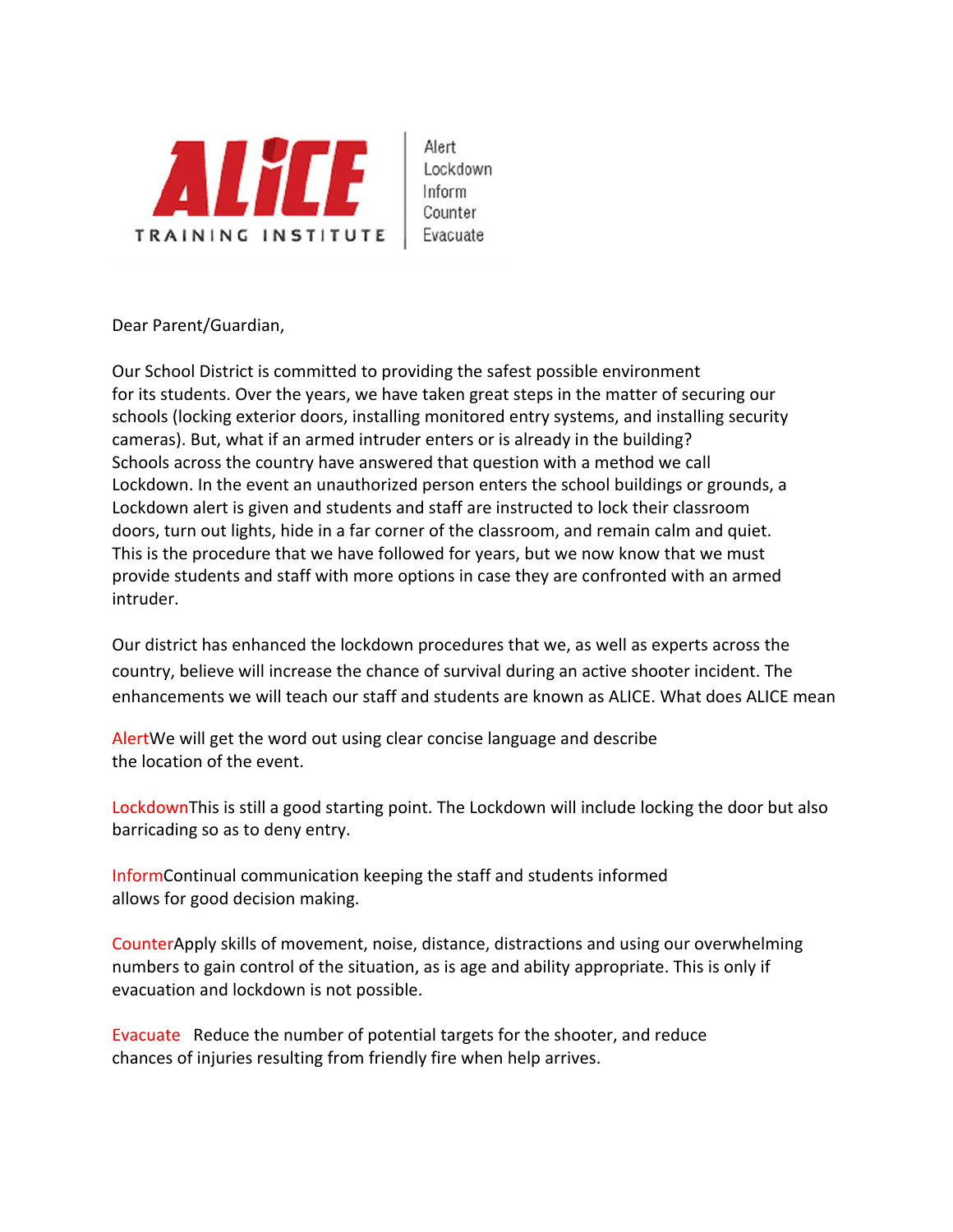**ALiCE** TRAINING INSTITUTE | Alert Lockdown Inform Counter Evacuate

Dear Parent/Guardian,

Our School District is committed to providing the safest possible environment for its students. Over the years, we have taken great steps in the matter of securing our schools (locking exterior doors, installing monitored entry systems, and installing security cameras). But, what if an armed intruder enters or is already in the building? Schools across the country have answered that question with a method we call Lockdown. In the event an unauthorized person enters the school buildings or grounds, a Lockdown alert is given and students and staff are instructed to lock their classroom doors, turn out lights, hide in a far corner of the classroom, and remain calm and quiet. This is the procedure that we have followed for years, but we now know that we must provide students and staff with more options in case they are confronted with an armed intruder.

Our district has enhanced the lockdown procedures that we, as well as experts across the country, believe will increase the chance of survival during an active shooter incident. The enhancements we will teach our staff and students are known as ALICE. What does ALICE mean

**Alert** We will get the word out using clear concise language and describe the location of the event.

**Lockdown** This is still a good starting point. The Lockdown will include locking the door but also barricading so as to deny entry.

**Inform** Continual communication keeping the staff and students informed allows for good decision making.

**Counter** Apply skills of movement, noise, distance, distractions and using our overwhelming numbers to gain control of the situation, as is age and ability appropriate. This is only if evacuation and lockdown is not possible.

**Evacuate** Reduce the number of potential targets for the shooter, and reduce chances of injuries resulting from friendly fire when help arrives.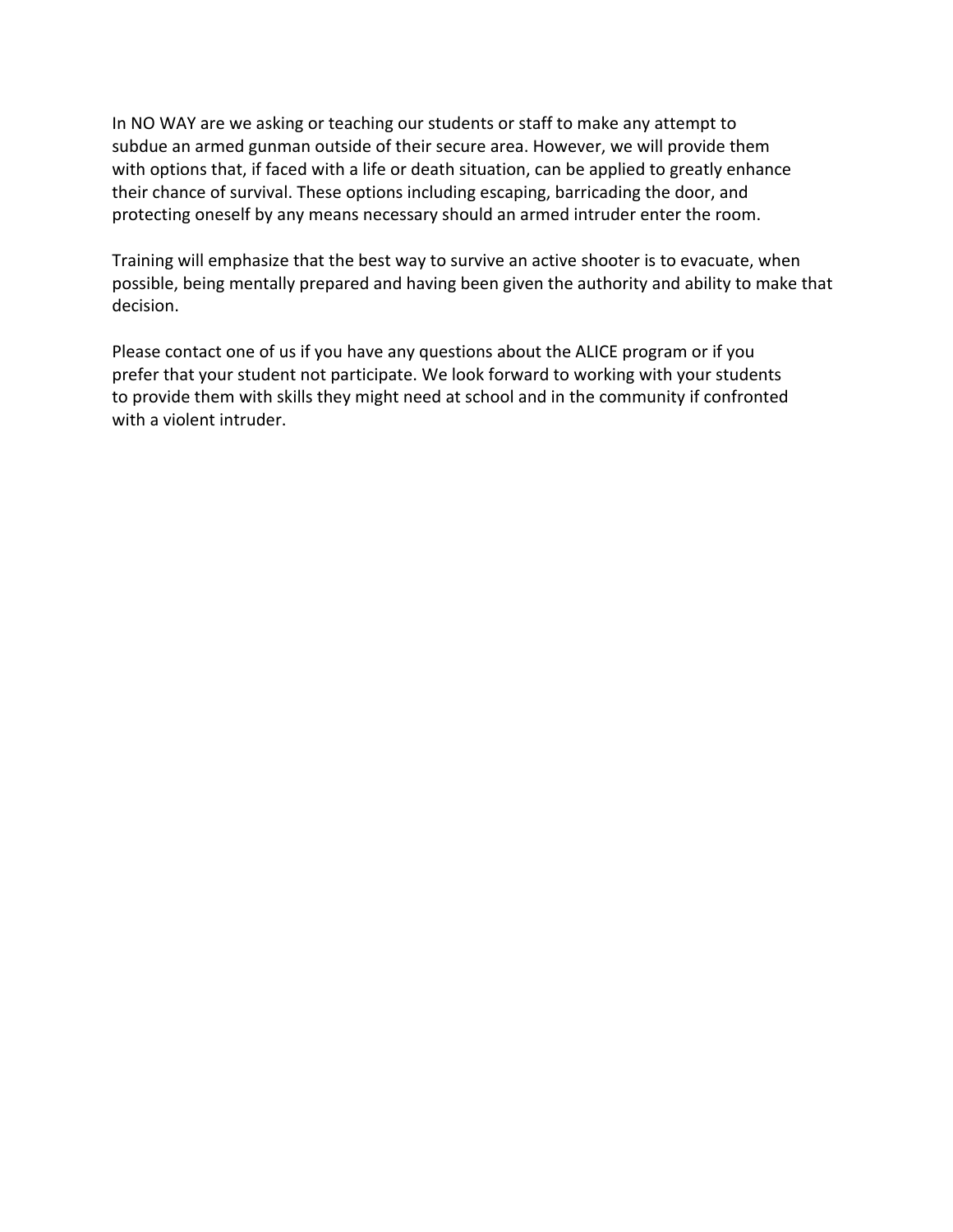In NO WAY are we asking or teaching our students or staff to make any attempt to subdue an armed gunman outside of their secure area. However, we will provide them with options that, if faced with a life or death situation, can be applied to greatly enhance their chance of survival. These options including escaping, barricading the door, and protecting oneself by any means necessary should an armed intruder enter the room.

Training will emphasize that the best way to survive an active shooter is to evacuate, when possible, being mentally prepared and having been given the authority and ability to make that decision.

Please contact one of us if you have any questions about the ALICE program or if you prefer that your student not participate. We look forward to working with your students to provide them with skills they might need at school and in the community if confronted with a violent intruder.